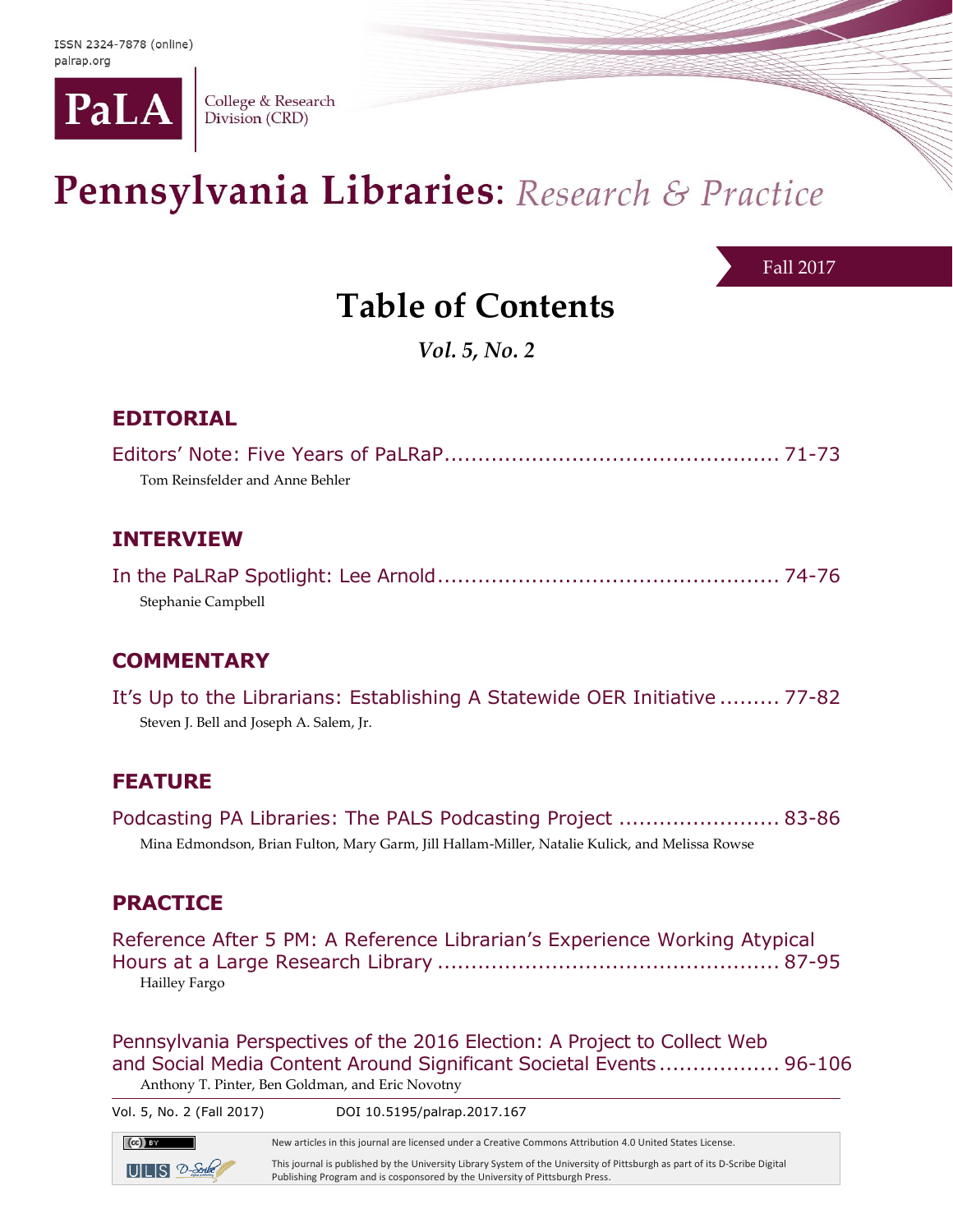ISSN 2324-7878 (online)
palrap.org

PaLA College & Research Division (CRD)

# Pennsylvania Libraries: *Research & Practice*

Fall 2017

## Table of Contents

*Vol. 5, No. 2*

### EDITORIAL

Editors' Note: Five Years of PaLRaP ................................................. 71-73
Tom Reinsfelder and Anne Behler

### INTERVIEW

In the PaLRaP Spotlight: Lee Arnold .................................................. 74-76
Stephanie Campbell

### COMMENTARY

It's Up to the Librarians: Establishing A Statewide OER Initiative ......... 77-82
Steven J. Bell and Joseph A. Salem, Jr.

### FEATURE

Podcasting PA Libraries: The PALS Podcasting Project ........................ 83-86
Mina Edmondson, Brian Fulton, Mary Garm, Jill Hallam-Miller, Natalie Kulick, and Melissa Rowse

### PRACTICE

Reference After 5 PM: A Reference Librarian's Experience Working Atypical Hours at a Large Research Library .................................................. 87-95
Hailley Fargo

Pennsylvania Perspectives of the 2016 Election: A Project to Collect Web and Social Media Content Around Significant Societal Events .................. 96-106
Anthony T. Pinter, Ben Goldman, and Eric Novotny

Vol. 5, No. 2 (Fall 2017) DOI 10.5195/palrap.2017.167

New articles in this journal are licensed under a Creative Commons Attribution 4.0 United States License.

This journal is published by the University Library System of the University of Pittsburgh as part of its D-Scribe Digital Publishing Program and is cosponsored by the University of Pittsburgh Press.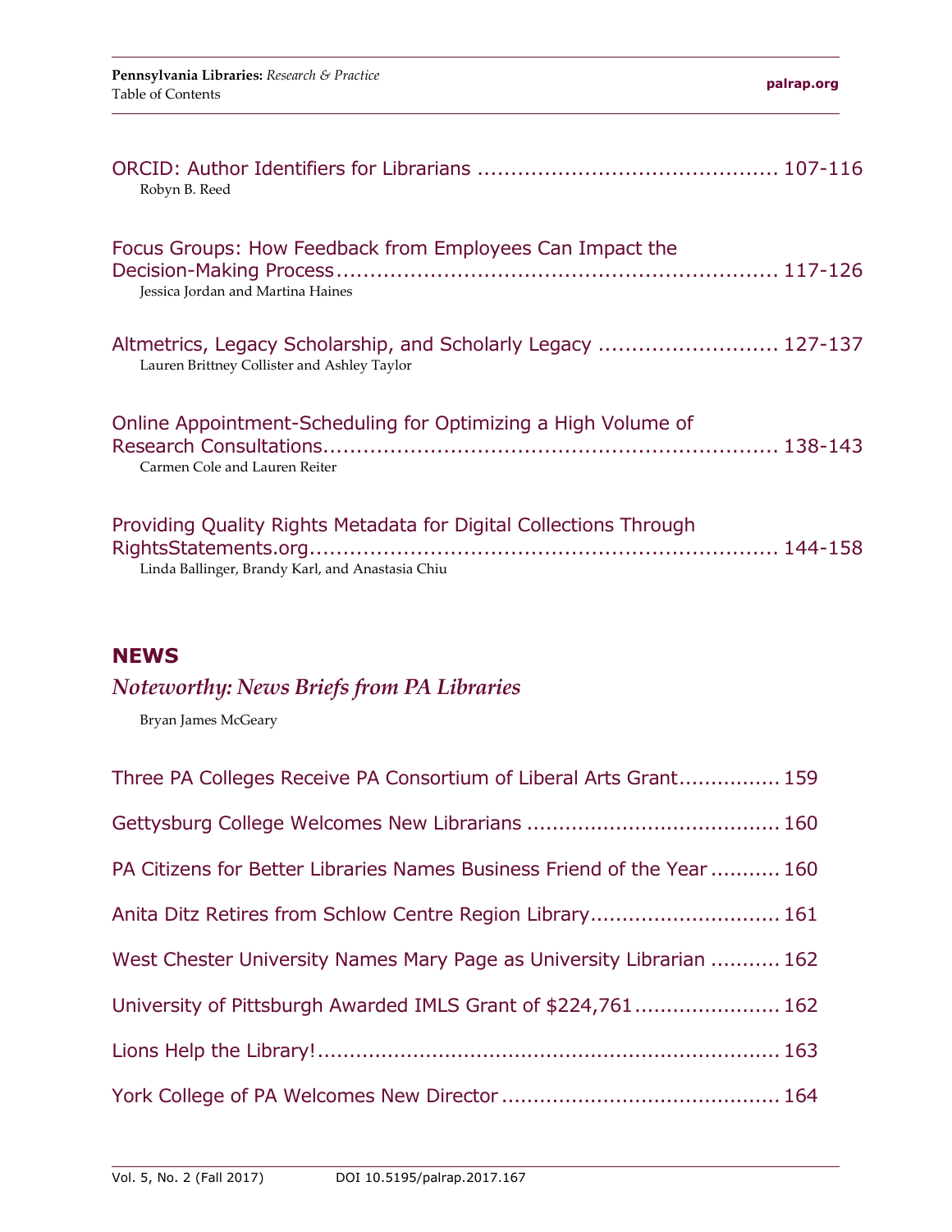ORCID: Author Identifiers for Librarians ............................................ 107-116
Robyn B. Reed

Focus Groups: How Feedback from Employees Can Impact the Decision-Making Process ................................................................ 117-126
Jessica Jordan and Martina Haines

Altmetrics, Legacy Scholarship, and Scholarly Legacy .......................... 127-137
Lauren Brittney Collister and Ashley Taylor

Online Appointment-Scheduling for Optimizing a High Volume of Research Consultations.................................................................. 138-143
Carmen Cole and Lauren Reiter

Providing Quality Rights Metadata for Digital Collections Through RightsStatements.org.................................................................... 144-158
Linda Ballinger, Brandy Karl, and Anastasia Chiu

## NEWS

### *Noteworthy: News Briefs from PA Libraries*

Bryan James McGeary

Three PA Colleges Receive PA Consortium of Liberal Arts Grant................ 159

Gettysburg College Welcomes New Librarians ....................................... 160

PA Citizens for Better Libraries Names Business Friend of the Year ........... 160

Anita Ditz Retires from Schlow Centre Region Library............................. 161

West Chester University Names Mary Page as University Librarian ........... 162

University of Pittsburgh Awarded IMLS Grant of $224,761....................... 162

Lions Help the Library!....................................................................... 163

York College of PA Welcomes New Director ........................................... 164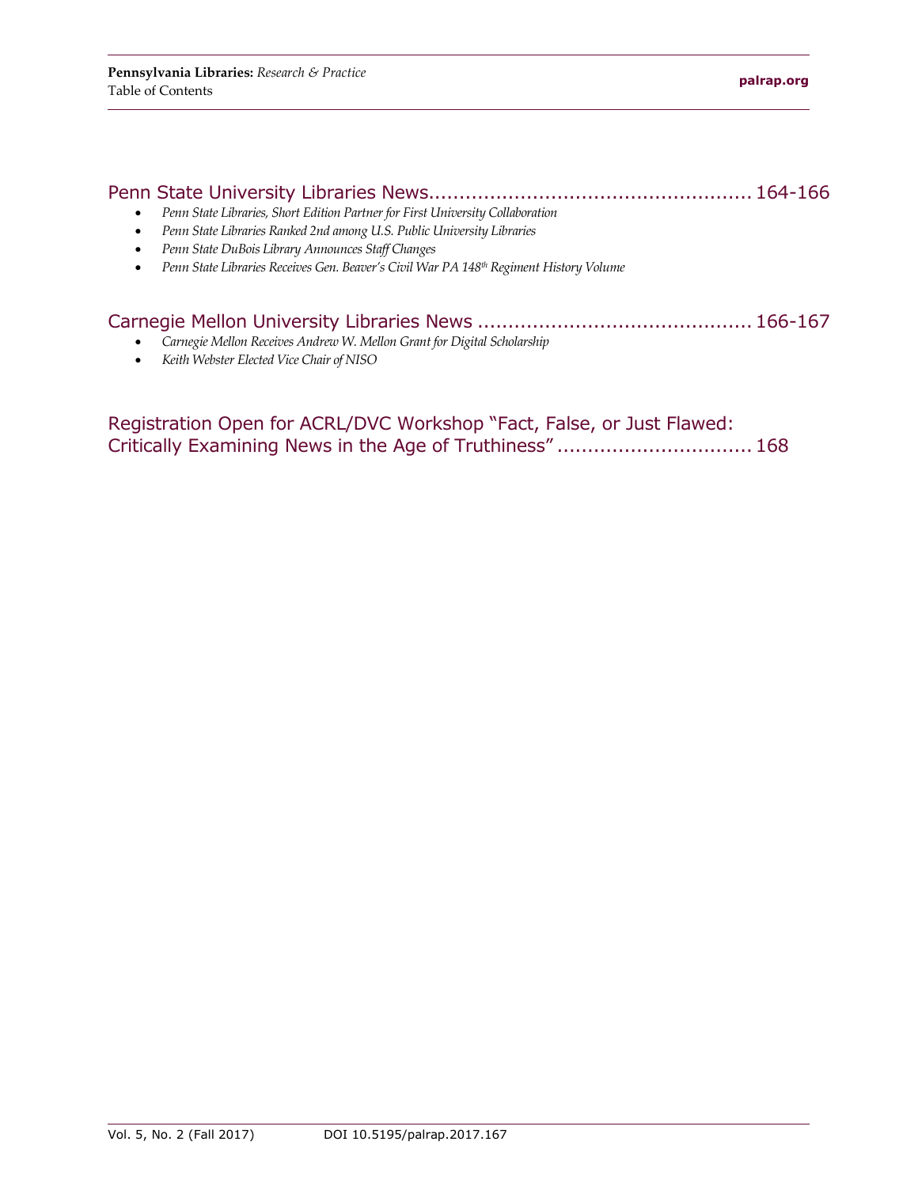Penn State University Libraries News....................................................... 164-166

- *Penn State Libraries, Short Edition Partner for First University Collaboration*
- *Penn State Libraries Ranked 2nd among U.S. Public University Libraries*
- *Penn State DuBois Library Announces Staff Changes*
- *Penn State Libraries Receives Gen. Beaver's Civil War PA 148th Regiment History Volume*

Carnegie Mellon University Libraries News ............................................. 166-167

- *Carnegie Mellon Receives Andrew W. Mellon Grant for Digital Scholarship*
- *Keith Webster Elected Vice Chair of NISO*

Registration Open for ACRL/DVC Workshop "Fact, False, or Just Flawed: Critically Examining News in the Age of Truthiness" ................................ 168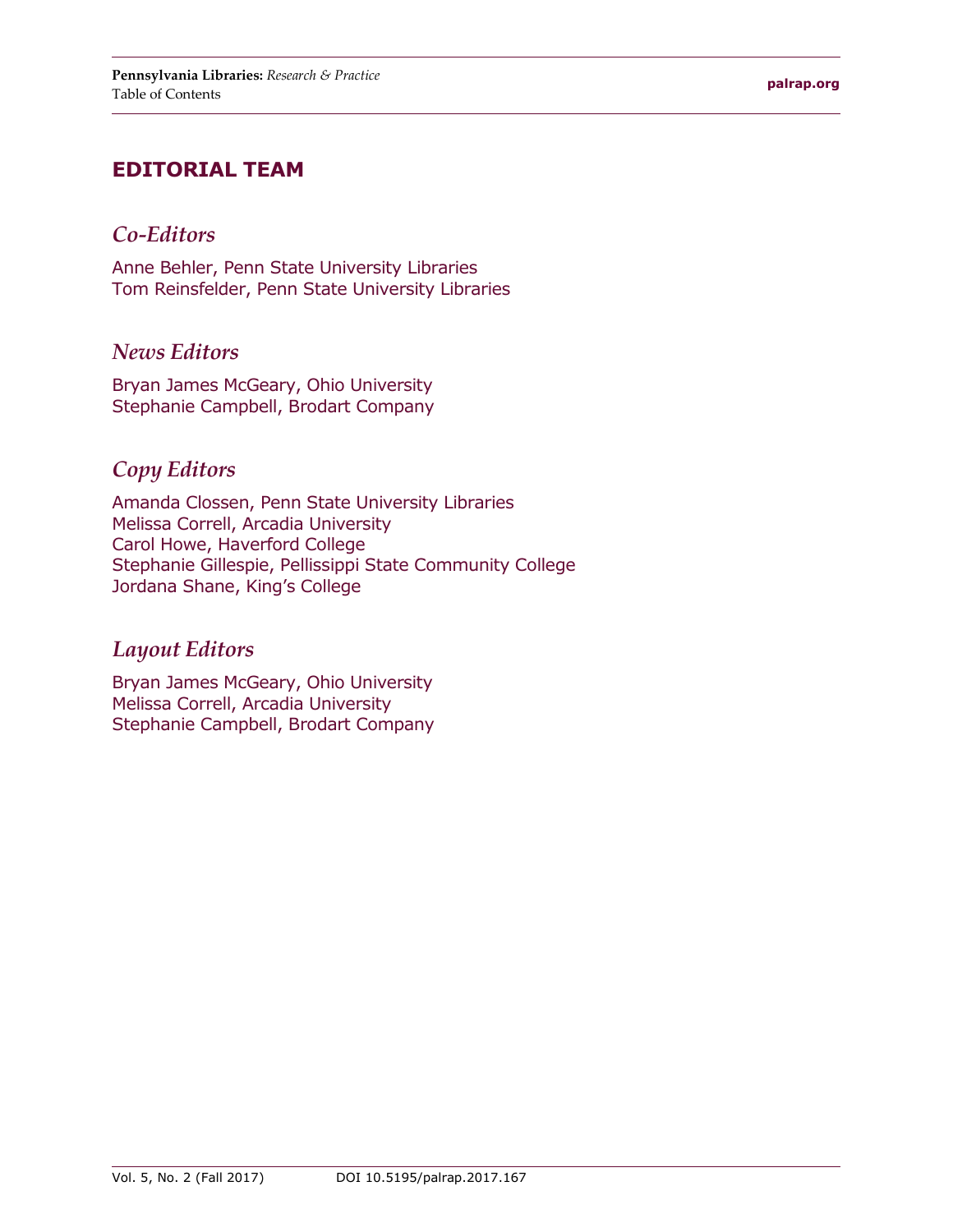## EDITORIAL TEAM

### *Co-Editors*

Anne Behler, Penn State University Libraries
Tom Reinsfelder, Penn State University Libraries

### *News Editors*

Bryan James McGeary, Ohio University
Stephanie Campbell, Brodart Company

### *Copy Editors*

Amanda Clossen, Penn State University Libraries
Melissa Correll, Arcadia University
Carol Howe, Haverford College
Stephanie Gillespie, Pellissippi State Community College
Jordana Shane, King's College

### *Layout Editors*

Bryan James McGeary, Ohio University
Melissa Correll, Arcadia University
Stephanie Campbell, Brodart Company